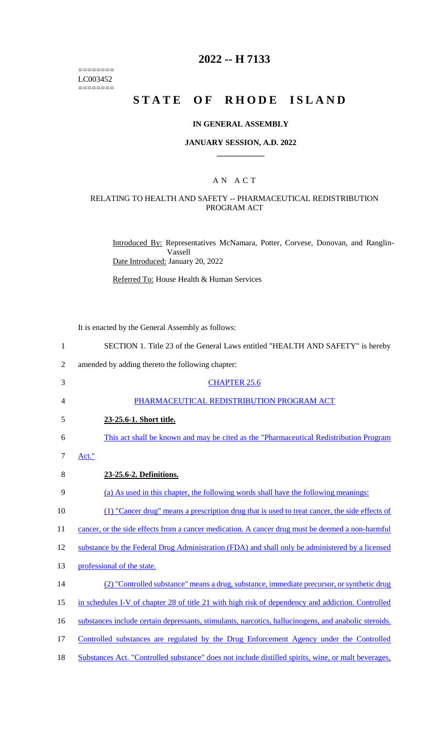========
LC003452
========

# 2022 -- H 7133

# STATE OF RHODE ISLAND

## IN GENERAL ASSEMBLY

### JANUARY SESSION, A.D. 2022

---

## A N  A C T

### RELATING TO HEALTH AND SAFETY -- PHARMACEUTICAL REDISTRIBUTION PROGRAM ACT

Introduced By: Representatives McNamara, Potter, Corvese, Donovan, and Ranglin-Vassell

Date Introduced: January 20, 2022

Referred To: House Health & Human Services

It is enacted by the General Assembly as follows:

1 SECTION 1. Title 23 of the General Laws entitled "HEALTH AND SAFETY" is hereby
2 amended by adding thereto the following chapter:

3 CHAPTER 25.6

4 PHARMACEUTICAL REDISTRIBUTION PROGRAM ACT

5 **23-25.6-1. Short title.**

6 This act shall be known and may be cited as the "Pharmaceutical Redistribution Program
7 Act."

8 **23-25.6-2. Definitions.**

9 (a) As used in this chapter, the following words shall have the following meanings:

10 (1) "Cancer drug" means a prescription drug that is used to treat cancer, the side effects of
11 cancer, or the side effects from a cancer medication. A cancer drug must be deemed a non-harmful
12 substance by the Federal Drug Administration (FDA) and shall only be administered by a licensed
13 professional of the state.

14 (2) "Controlled substance" means a drug, substance, immediate precursor, or synthetic drug
15 in schedules I-V of chapter 28 of title 21 with high risk of dependency and addiction. Controlled
16 substances include certain depressants, stimulants, narcotics, hallucinogens, and anabolic steroids.
17 Controlled substances are regulated by the Drug Enforcement Agency under the Controlled
18 Substances Act. "Controlled substance" does not include distilled spirits, wine, or malt beverages,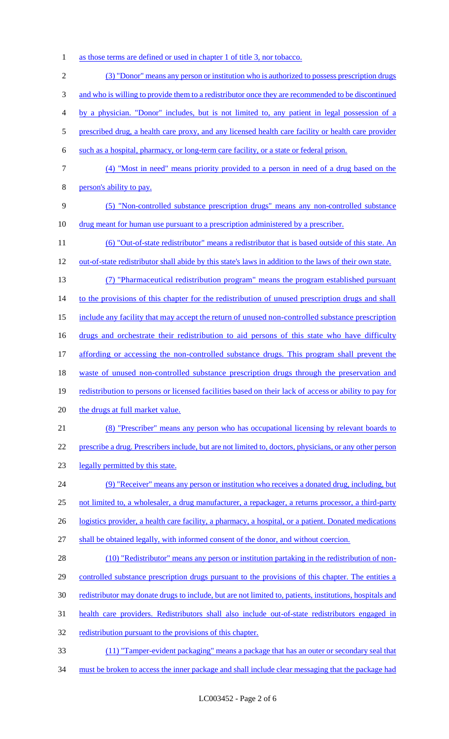as those terms are defined or used in chapter 1 of title 3, nor tobacco.

(3) "Donor" means any person or institution who is authorized to possess prescription drugs and who is willing to provide them to a redistributor once they are recommended to be discontinued by a physician. "Donor" includes, but is not limited to, any patient in legal possession of a prescribed drug, a health care proxy, and any licensed health care facility or health care provider such as a hospital, pharmacy, or long-term care facility, or a state or federal prison.

(4) "Most in need" means priority provided to a person in need of a drug based on the person's ability to pay.

(5) "Non-controlled substance prescription drugs" means any non-controlled substance drug meant for human use pursuant to a prescription administered by a prescriber.

(6) "Out-of-state redistributor" means a redistributor that is based outside of this state. An out-of-state redistributor shall abide by this state's laws in addition to the laws of their own state.

(7) "Pharmaceutical redistribution program" means the program established pursuant to the provisions of this chapter for the redistribution of unused prescription drugs and shall include any facility that may accept the return of unused non-controlled substance prescription drugs and orchestrate their redistribution to aid persons of this state who have difficulty affording or accessing the non-controlled substance drugs. This program shall prevent the waste of unused non-controlled substance prescription drugs through the preservation and redistribution to persons or licensed facilities based on their lack of access or ability to pay for the drugs at full market value.

(8) "Prescriber" means any person who has occupational licensing by relevant boards to prescribe a drug. Prescribers include, but are not limited to, doctors, physicians, or any other person legally permitted by this state.

(9) "Receiver" means any person or institution who receives a donated drug, including, but not limited to, a wholesaler, a drug manufacturer, a repackager, a returns processor, a third-party logistics provider, a health care facility, a pharmacy, a hospital, or a patient. Donated medications shall be obtained legally, with informed consent of the donor, and without coercion.

(10) "Redistributor" means any person or institution partaking in the redistribution of non-controlled substance prescription drugs pursuant to the provisions of this chapter. The entities a redistributor may donate drugs to include, but are not limited to, patients, institutions, hospitals and health care providers. Redistributors shall also include out-of-state redistributors engaged in redistribution pursuant to the provisions of this chapter.

(11) "Tamper-evident packaging" means a package that has an outer or secondary seal that must be broken to access the inner package and shall include clear messaging that the package had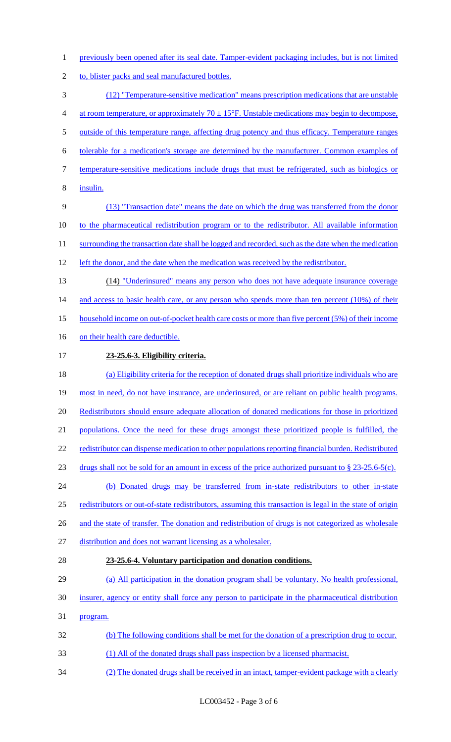previously been opened after its seal date. Tamper-evident packaging includes, but is not limited to, blister packs and seal manufactured bottles.

(12) "Temperature-sensitive medication" means prescription medications that are unstable at room temperature, or approximately $70 \pm 15$°F. Unstable medications may begin to decompose, outside of this temperature range, affecting drug potency and thus efficacy. Temperature ranges tolerable for a medication's storage are determined by the manufacturer. Common examples of temperature-sensitive medications include drugs that must be refrigerated, such as biologics or insulin.

(13) "Transaction date" means the date on which the drug was transferred from the donor to the pharmaceutical redistribution program or to the redistributor. All available information surrounding the transaction date shall be logged and recorded, such as the date when the medication left the donor, and the date when the medication was received by the redistributor.

(14) "Underinsured" means any person who does not have adequate insurance coverage and access to basic health care, or any person who spends more than ten percent (10%) of their household income on out-of-pocket health care costs or more than five percent (5%) of their income on their health care deductible.

**23-25.6-3. Eligibility criteria.**

(a) Eligibility criteria for the reception of donated drugs shall prioritize individuals who are most in need, do not have insurance, are underinsured, or are reliant on public health programs. Redistributors should ensure adequate allocation of donated medications for those in prioritized populations. Once the need for these drugs amongst these prioritized people is fulfilled, the redistributor can dispense medication to other populations reporting financial burden. Redistributed drugs shall not be sold for an amount in excess of the price authorized pursuant to § 23-25.6-5(c).

(b) Donated drugs may be transferred from in-state redistributors to other in-state redistributors or out-of-state redistributors, assuming this transaction is legal in the state of origin and the state of transfer. The donation and redistribution of drugs is not categorized as wholesale distribution and does not warrant licensing as a wholesaler.

**23-25.6-4. Voluntary participation and donation conditions.**

(a) All participation in the donation program shall be voluntary. No health professional, insurer, agency or entity shall force any person to participate in the pharmaceutical distribution program.

(b) The following conditions shall be met for the donation of a prescription drug to occur.

(1) All of the donated drugs shall pass inspection by a licensed pharmacist.

(2) The donated drugs shall be received in an intact, tamper-evident package with a clearly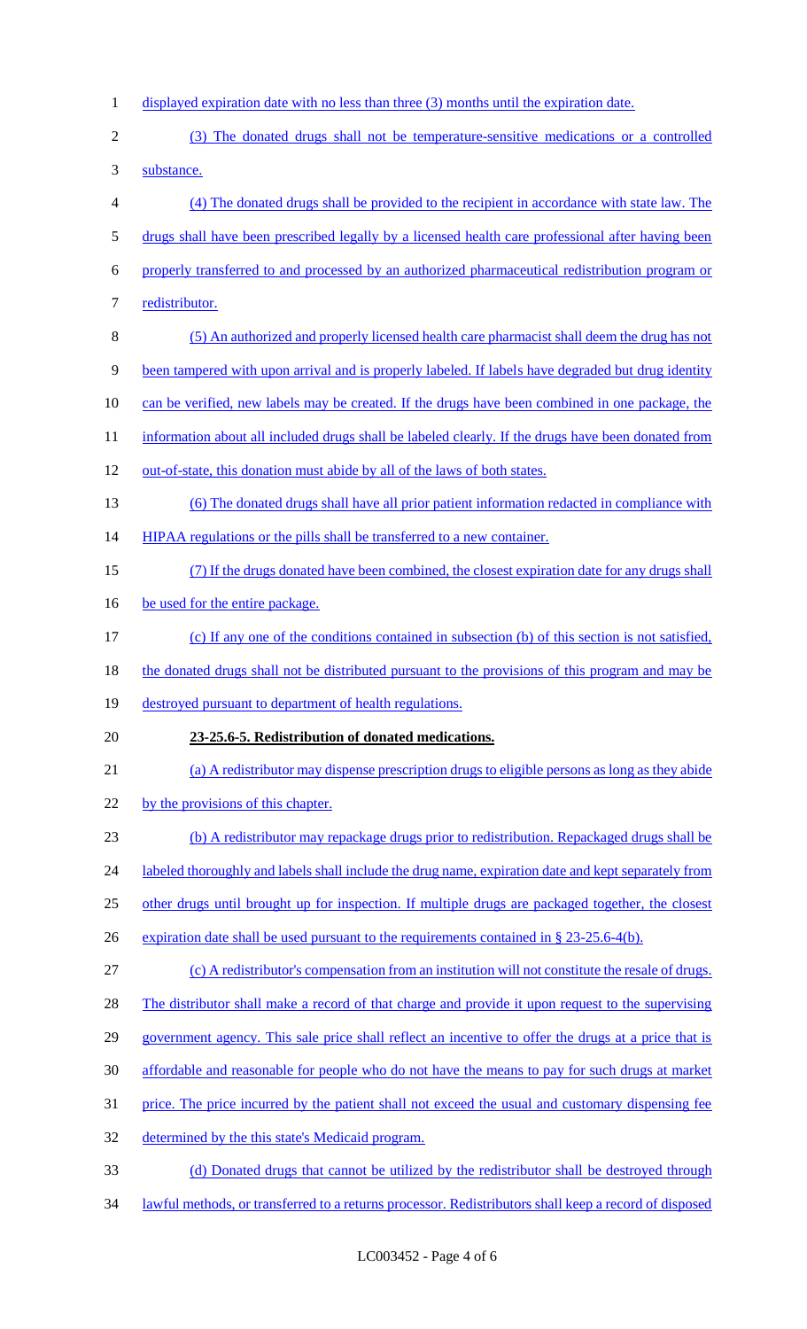displayed expiration date with no less than three (3) months until the expiration date.

(3) The donated drugs shall not be temperature-sensitive medications or a controlled substance.

(4) The donated drugs shall be provided to the recipient in accordance with state law. The drugs shall have been prescribed legally by a licensed health care professional after having been properly transferred to and processed by an authorized pharmaceutical redistribution program or redistributor.

(5) An authorized and properly licensed health care pharmacist shall deem the drug has not been tampered with upon arrival and is properly labeled. If labels have degraded but drug identity can be verified, new labels may be created. If the drugs have been combined in one package, the information about all included drugs shall be labeled clearly. If the drugs have been donated from out-of-state, this donation must abide by all of the laws of both states.

(6) The donated drugs shall have all prior patient information redacted in compliance with HIPAA regulations or the pills shall be transferred to a new container.

(7) If the drugs donated have been combined, the closest expiration date for any drugs shall be used for the entire package.

(c) If any one of the conditions contained in subsection (b) of this section is not satisfied, the donated drugs shall not be distributed pursuant to the provisions of this program and may be destroyed pursuant to department of health regulations.

**23-25.6-5. Redistribution of donated medications.**

(a) A redistributor may dispense prescription drugs to eligible persons as long as they abide by the provisions of this chapter.

(b) A redistributor may repackage drugs prior to redistribution. Repackaged drugs shall be labeled thoroughly and labels shall include the drug name, expiration date and kept separately from other drugs until brought up for inspection. If multiple drugs are packaged together, the closest expiration date shall be used pursuant to the requirements contained in § 23-25.6-4(b).

(c) A redistributor's compensation from an institution will not constitute the resale of drugs. The distributor shall make a record of that charge and provide it upon request to the supervising government agency. This sale price shall reflect an incentive to offer the drugs at a price that is affordable and reasonable for people who do not have the means to pay for such drugs at market price. The price incurred by the patient shall not exceed the usual and customary dispensing fee determined by the this state's Medicaid program.

(d) Donated drugs that cannot be utilized by the redistributor shall be destroyed through lawful methods, or transferred to a returns processor. Redistributors shall keep a record of disposed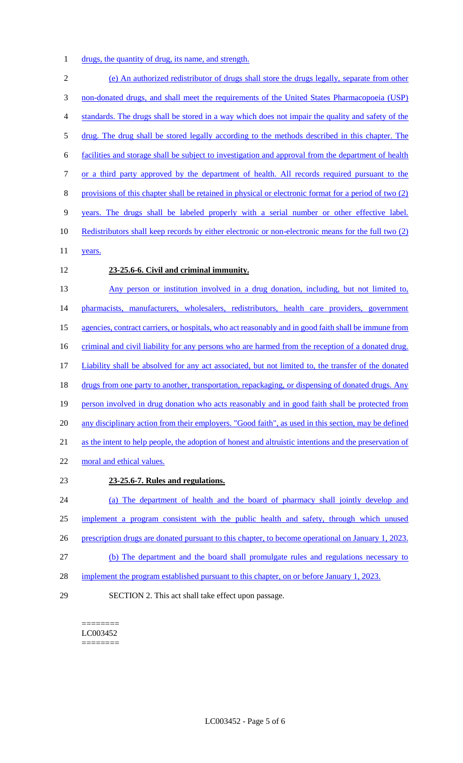drugs, the quantity of drug, its name, and strength.

(e) An authorized redistributor of drugs shall store the drugs legally, separate from other non-donated drugs, and shall meet the requirements of the United States Pharmacopoeia (USP) standards. The drugs shall be stored in a way which does not impair the quality and safety of the drug. The drug shall be stored legally according to the methods described in this chapter. The facilities and storage shall be subject to investigation and approval from the department of health or a third party approved by the department of health. All records required pursuant to the provisions of this chapter shall be retained in physical or electronic format for a period of two (2) years. The drugs shall be labeled properly with a serial number or other effective label. Redistributors shall keep records by either electronic or non-electronic means for the full two (2) years.

**23-25.6-6. Civil and criminal immunity.**

Any person or institution involved in a drug donation, including, but not limited to, pharmacists, manufacturers, wholesalers, redistributors, health care providers, government agencies, contract carriers, or hospitals, who act reasonably and in good faith shall be immune from criminal and civil liability for any persons who are harmed from the reception of a donated drug. Liability shall be absolved for any act associated, but not limited to, the transfer of the donated drugs from one party to another, transportation, repackaging, or dispensing of donated drugs. Any person involved in drug donation who acts reasonably and in good faith shall be protected from any disciplinary action from their employers. "Good faith", as used in this section, may be defined as the intent to help people, the adoption of honest and altruistic intentions and the preservation of moral and ethical values.

**23-25.6-7. Rules and regulations.**

(a) The department of health and the board of pharmacy shall jointly develop and implement a program consistent with the public health and safety, through which unused prescription drugs are donated pursuant to this chapter, to become operational on January 1, 2023.

(b) The department and the board shall promulgate rules and regulations necessary to implement the program established pursuant to this chapter, on or before January 1, 2023.

SECTION 2. This act shall take effect upon passage.

========
LC003452
========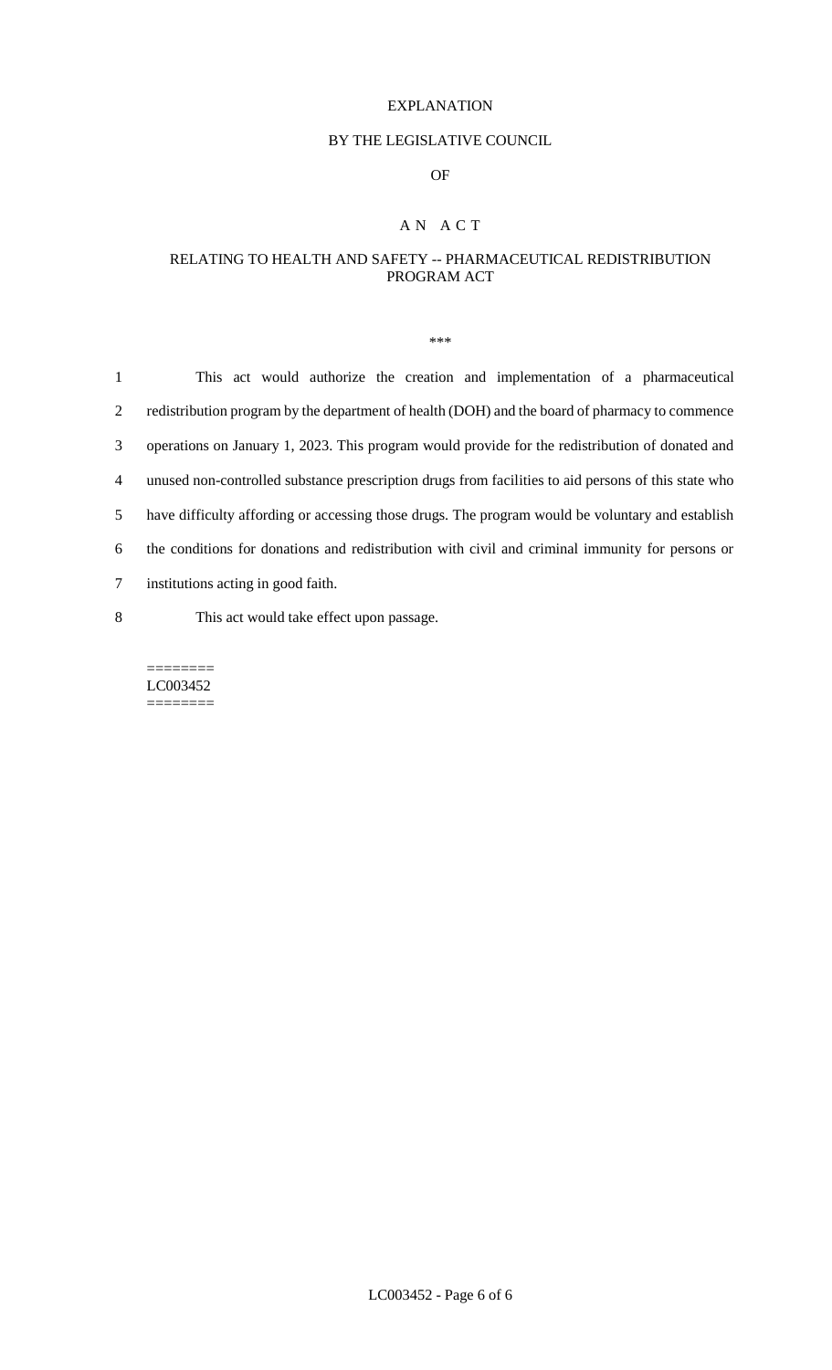EXPLANATION

BY THE LEGISLATIVE COUNCIL

OF

# A N A C T

RELATING TO HEALTH AND SAFETY -- PHARMACEUTICAL REDISTRIBUTION PROGRAM ACT

***

This act would authorize the creation and implementation of a pharmaceutical redistribution program by the department of health (DOH) and the board of pharmacy to commence operations on January 1, 2023. This program would provide for the redistribution of donated and unused non-controlled substance prescription drugs from facilities to aid persons of this state who have difficulty affording or accessing those drugs. The program would be voluntary and establish the conditions for donations and redistribution with civil and criminal immunity for persons or institutions acting in good faith.

This act would take effect upon passage.

========
LC003452
========